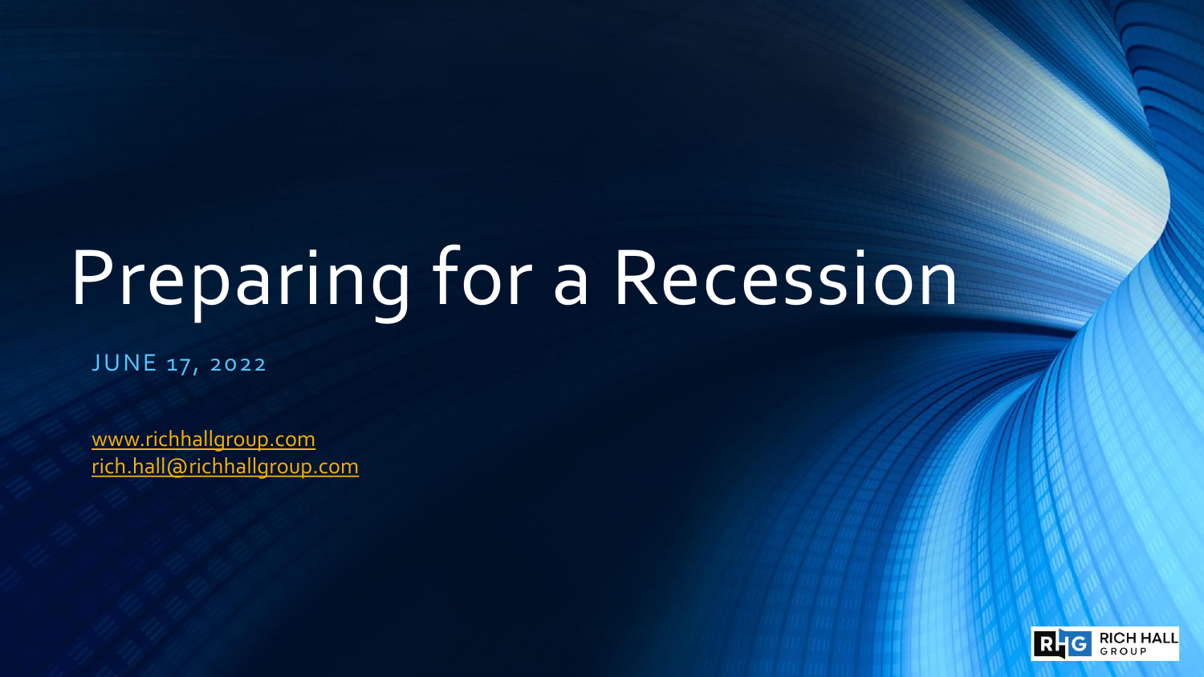# Preparing for a Recession

JUNE 17, 2022

[www.richhallgroup.com](http://www.richhallgroup.com)
[rich.hall@richhallgroup.com](mailto:rich.hall@richhallgroup.com)

RICH HALL GROUP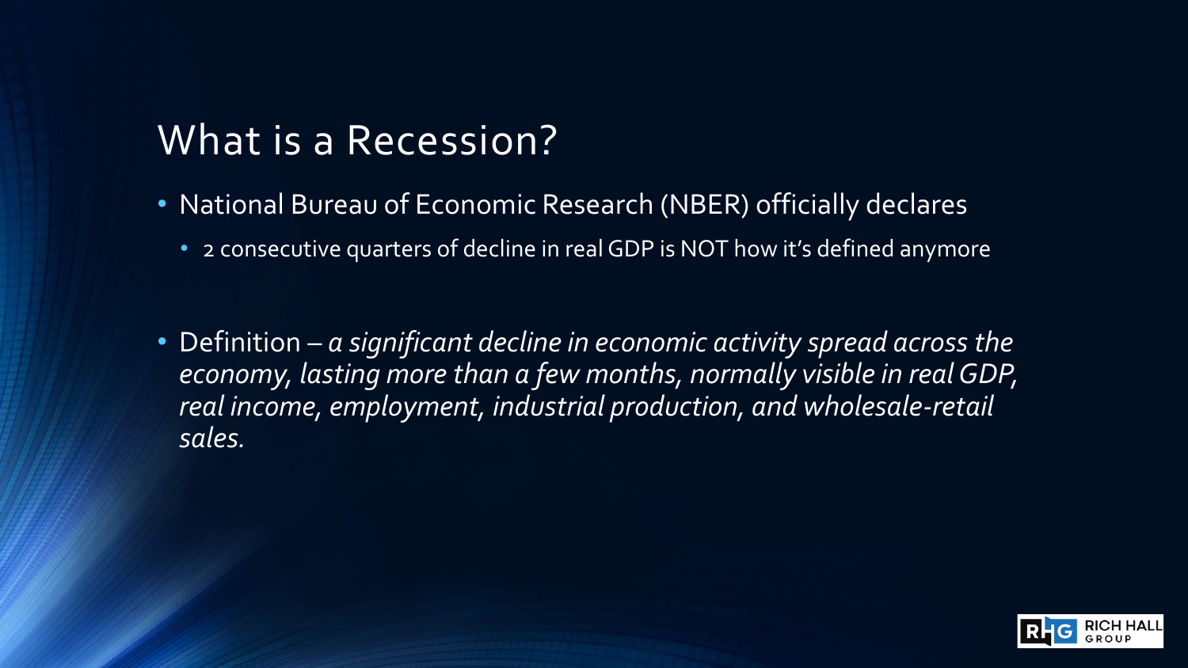# What is a Recession?

- National Bureau of Economic Research (NBER) officially declares
  - 2 consecutive quarters of decline in real GDP is NOT how it's defined anymore

- Definition – *a significant decline in economic activity spread across the economy, lasting more than a few months, normally visible in real GDP, real income, employment, industrial production, and wholesale-retail sales.*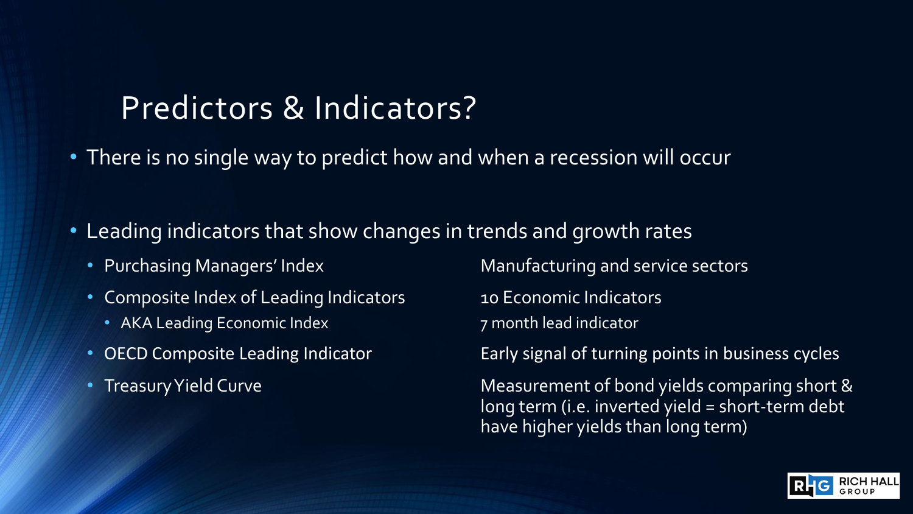# Predictors & Indicators?

- There is no single way to predict how and when a recession will occur

- Leading indicators that show changes in trends and growth rates
  - Purchasing Managers' Index — Manufacturing and service sectors
  - Composite Index of Leading Indicators — 10 Economic Indicators
    - AKA Leading Economic Index — 7 month lead indicator
  - OECD Composite Leading Indicator — Early signal of turning points in business cycles
  - Treasury Yield Curve — Measurement of bond yields comparing short & long term (i.e. inverted yield = short-term debt have higher yields than long term)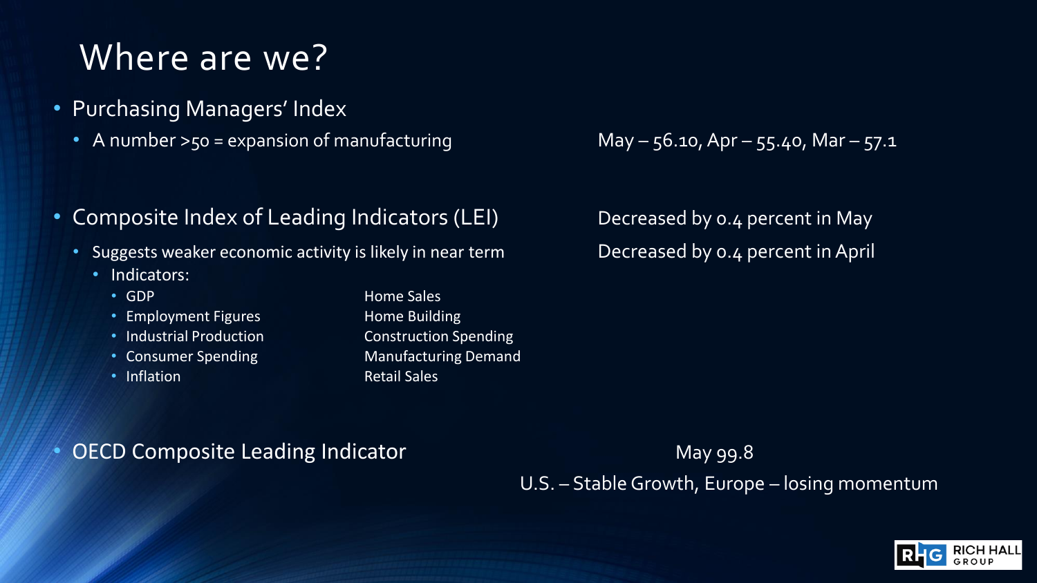# Where are we?

- Purchasing Managers' Index
  - A number >50 = expansion of manufacturing

May – 56.10, Apr – 55.40, Mar – 57.1

- Composite Index of Leading Indicators (LEI)
  - Suggests weaker economic activity is likely in near term
    - Indicators:
      - GDP
      - Employment Figures
      - Industrial Production
      - Consumer Spending
      - Inflation
      - Home Sales
      - Home Building
      - Construction Spending
      - Manufacturing Demand
      - Retail Sales

Decreased by 0.4 percent in May

Decreased by 0.4 percent in April

- OECD Composite Leading Indicator

May 99.8

U.S. – Stable Growth, Europe – losing momentum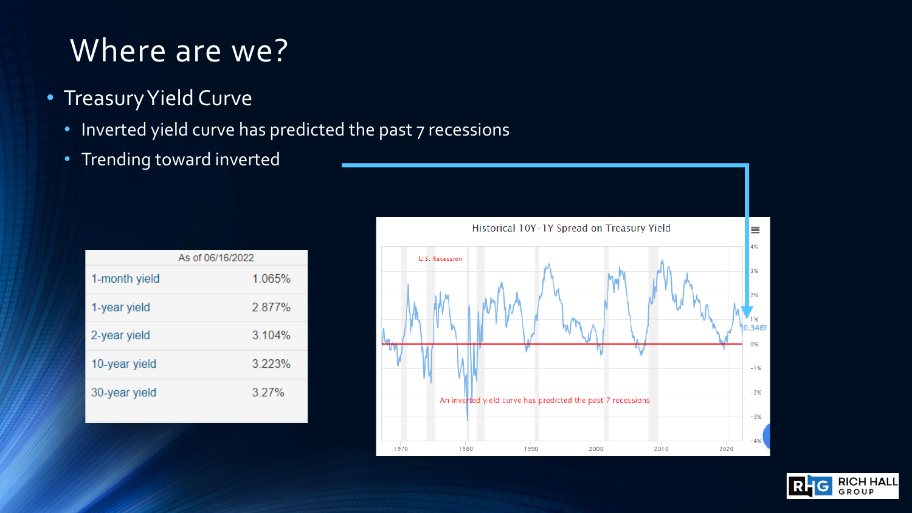# Where are we?

- Treasury Yield Curve
  - Inverted yield curve has predicted the past 7 recessions
  - Trending toward inverted

| As of 06/16/2022 | |
|---|---|
| 1-month yield | 1.065% |
| 1-year yield | 2.877% |
| 2-year yield | 3.104% |
| 10-year yield | 3.223% |
| 30-year yield | 3.27% |

Historical 10Y-1Y Spread on Treasury Yield

U.S. Recession

An inverted yield curve has predicted the past 7 recessions

0.346%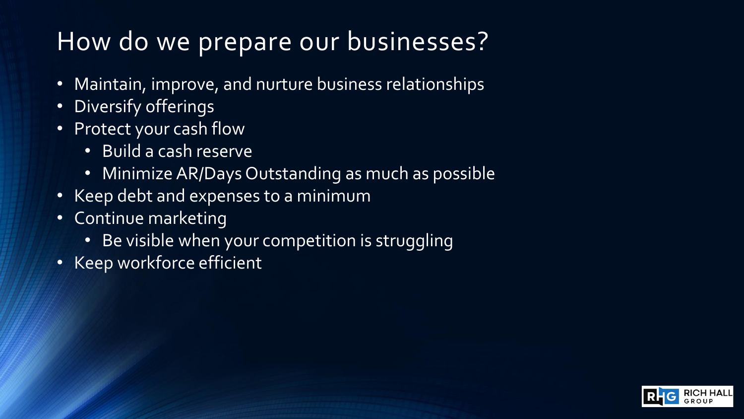# How do we prepare our businesses?

- Maintain, improve, and nurture business relationships
- Diversify offerings
- Protect your cash flow
  - Build a cash reserve
  - Minimize AR/Days Outstanding as much as possible
- Keep debt and expenses to a minimum
- Continue marketing
  - Be visible when your competition is struggling
- Keep workforce efficient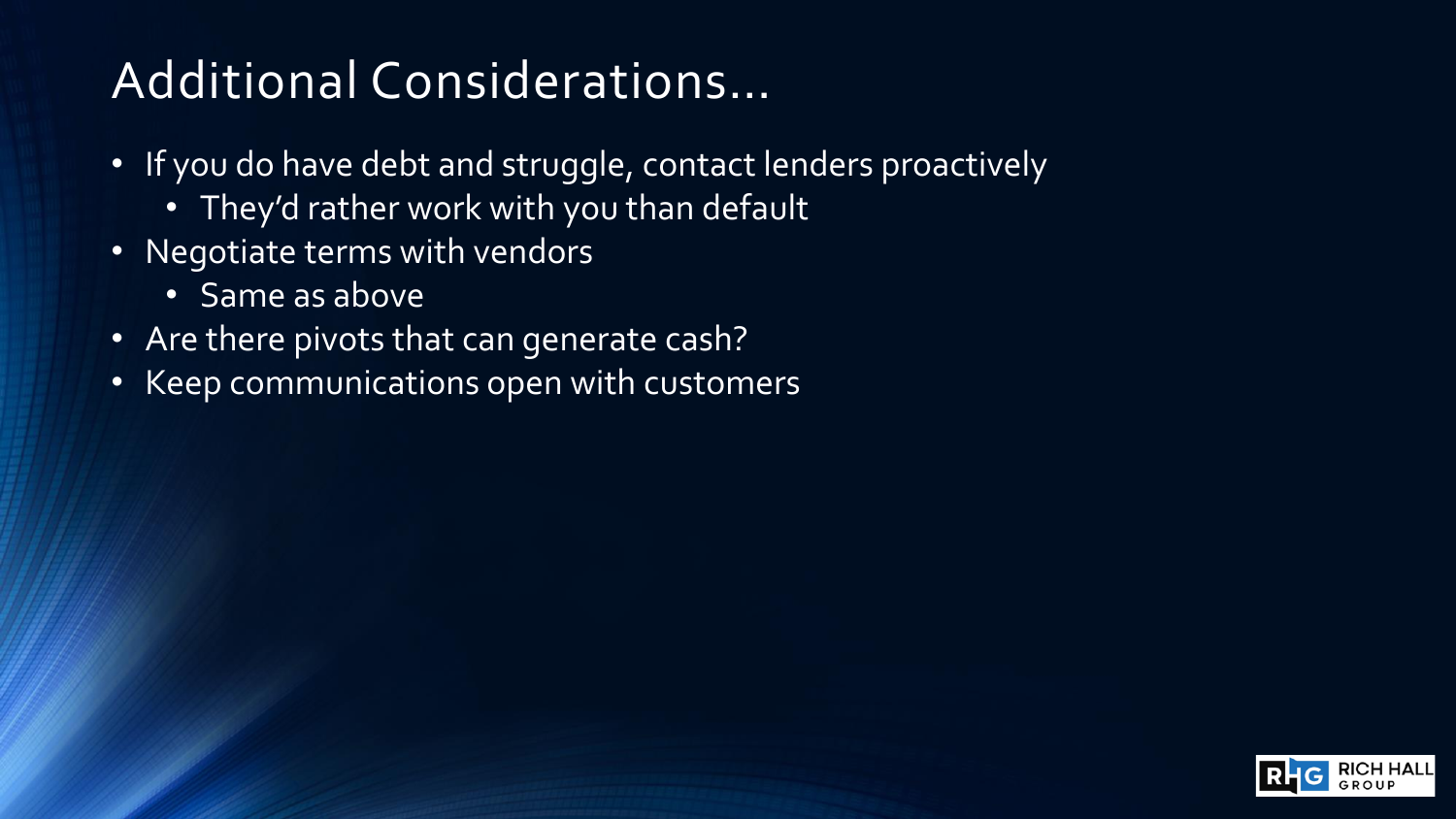# Additional Considerations…

- If you do have debt and struggle, contact lenders proactively
  - They'd rather work with you than default
- Negotiate terms with vendors
  - Same as above
- Are there pivots that can generate cash?
- Keep communications open with customers